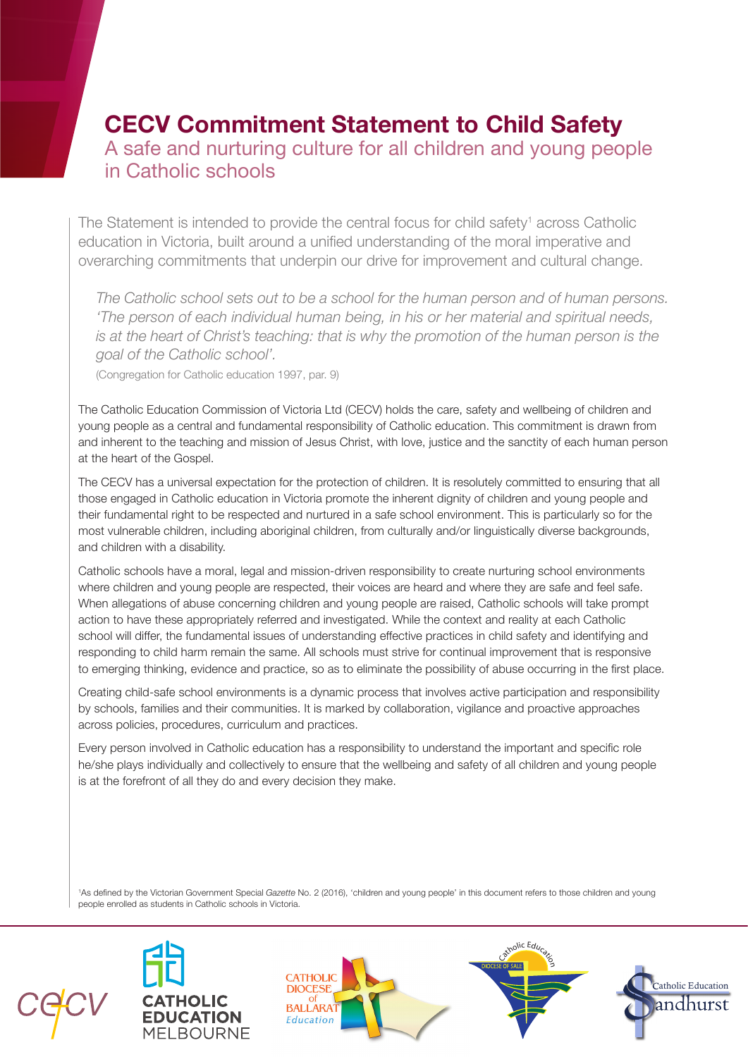# CECV Commitment Statement to Child Safety

## A safe and nurturing culture for all children and young people in Catholic schools

The Statement is intended to provide the central focus for child safety[1] across Catholic education in Victoria, built around a unified understanding of the moral imperative and overarching commitments that underpin our drive for improvement and cultural change.

> *The Catholic school sets out to be a school for the human person and of human persons. 'The person of each individual human being, in his or her material and spiritual needs, is at the heart of Christ's teaching: that is why the promotion of the human person is the goal of the Catholic school'.*
>
> (Congregation for Catholic education 1997, par. 9)

The Catholic Education Commission of Victoria Ltd (CECV) holds the care, safety and wellbeing of children and young people as a central and fundamental responsibility of Catholic education. This commitment is drawn from and inherent to the teaching and mission of Jesus Christ, with love, justice and the sanctity of each human person at the heart of the Gospel.

The CECV has a universal expectation for the protection of children. It is resolutely committed to ensuring that all those engaged in Catholic education in Victoria promote the inherent dignity of children and young people and their fundamental right to be respected and nurtured in a safe school environment. This is particularly so for the most vulnerable children, including aboriginal children, from culturally and/or linguistically diverse backgrounds, and children with a disability.

Catholic schools have a moral, legal and mission-driven responsibility to create nurturing school environments where children and young people are respected, their voices are heard and where they are safe and feel safe. When allegations of abuse concerning children and young people are raised, Catholic schools will take prompt action to have these appropriately referred and investigated. While the context and reality at each Catholic school will differ, the fundamental issues of understanding effective practices in child safety and identifying and responding to child harm remain the same. All schools must strive for continual improvement that is responsive to emerging thinking, evidence and practice, so as to eliminate the possibility of abuse occurring in the first place.

Creating child-safe school environments is a dynamic process that involves active participation and responsibility by schools, families and their communities. It is marked by collaboration, vigilance and proactive approaches across policies, procedures, curriculum and practices.

Every person involved in Catholic education has a responsibility to understand the important and specific role he/she plays individually and collectively to ensure that the wellbeing and safety of all children and young people is at the forefront of all they do and every decision they make.

[1] As defined by the Victorian Government Special *Gazette* No. 2 (2016), 'children and young people' in this document refers to those children and young people enrolled as students in Catholic schools in Victoria.

CECV | CATHOLIC EDUCATION MELBOURNE | CATHOLIC DIOCESE of BALLARAT Education | Catholic Education DIOCESE OF SALE | Catholic Education Sandhurst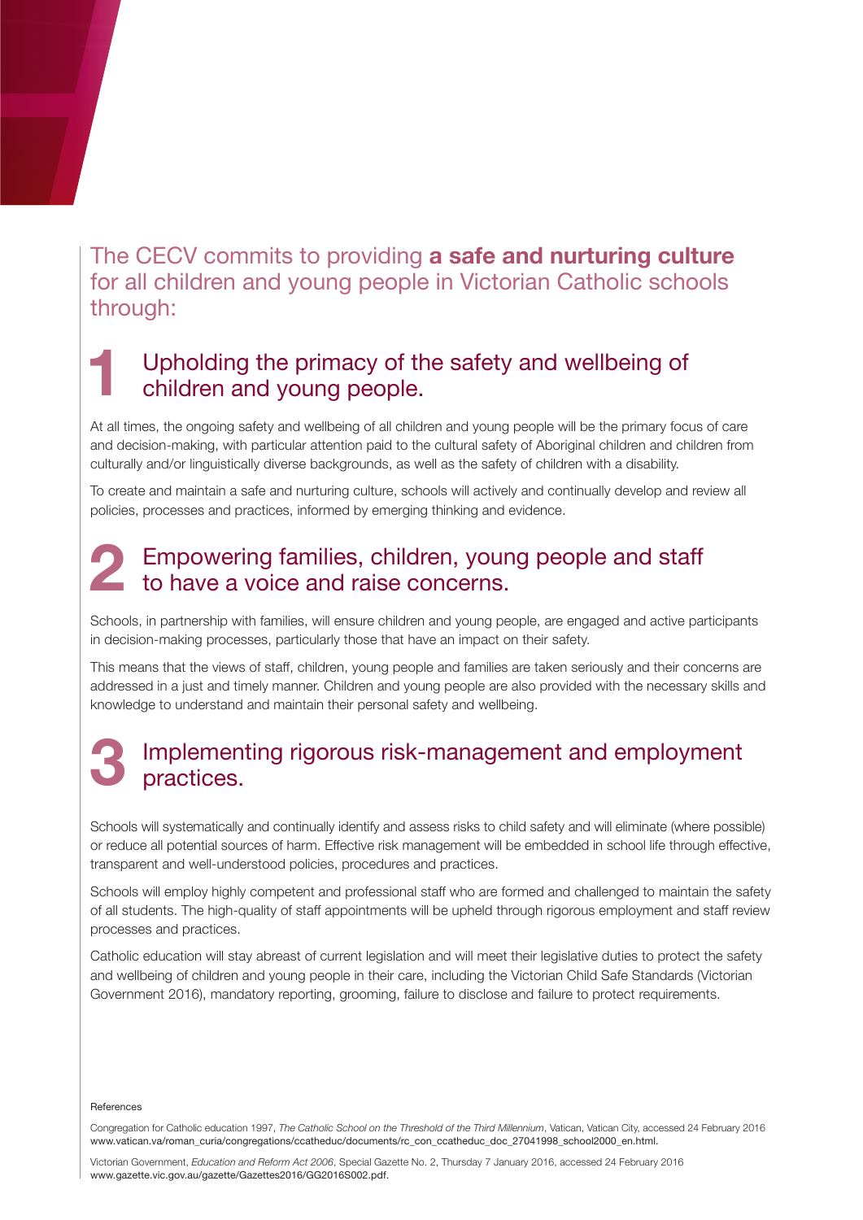The CECV commits to providing **a safe and nurturing culture** for all children and young people in Victorian Catholic schools through:

## 1 Upholding the primacy of the safety and wellbeing of children and young people.

At all times, the ongoing safety and wellbeing of all children and young people will be the primary focus of care and decision-making, with particular attention paid to the cultural safety of Aboriginal children and children from culturally and/or linguistically diverse backgrounds, as well as the safety of children with a disability.

To create and maintain a safe and nurturing culture, schools will actively and continually develop and review all policies, processes and practices, informed by emerging thinking and evidence.

## 2 Empowering families, children, young people and staff to have a voice and raise concerns.

Schools, in partnership with families, will ensure children and young people, are engaged and active participants in decision-making processes, particularly those that have an impact on their safety.

This means that the views of staff, children, young people and families are taken seriously and their concerns are addressed in a just and timely manner. Children and young people are also provided with the necessary skills and knowledge to understand and maintain their personal safety and wellbeing.

## 3 Implementing rigorous risk-management and employment practices.

Schools will systematically and continually identify and assess risks to child safety and will eliminate (where possible) or reduce all potential sources of harm. Effective risk management will be embedded in school life through effective, transparent and well-understood policies, procedures and practices.

Schools will employ highly competent and professional staff who are formed and challenged to maintain the safety of all students. The high-quality of staff appointments will be upheld through rigorous employment and staff review processes and practices.

Catholic education will stay abreast of current legislation and will meet their legislative duties to protect the safety and wellbeing of children and young people in their care, including the Victorian Child Safe Standards (Victorian Government 2016), mandatory reporting, grooming, failure to disclose and failure to protect requirements.

References

Congregation for Catholic education 1997, *The Catholic School on the Threshold of the Third Millennium*, Vatican, Vatican City, accessed 24 February 2016 www.vatican.va/roman_curia/congregations/ccatheduc/documents/rc_con_ccatheduc_doc_27041998_school2000_en.html.

Victorian Government, *Education and Reform Act 2006*, Special Gazette No. 2, Thursday 7 January 2016, accessed 24 February 2016 www.gazette.vic.gov.au/gazette/Gazettes2016/GG2016S002.pdf.